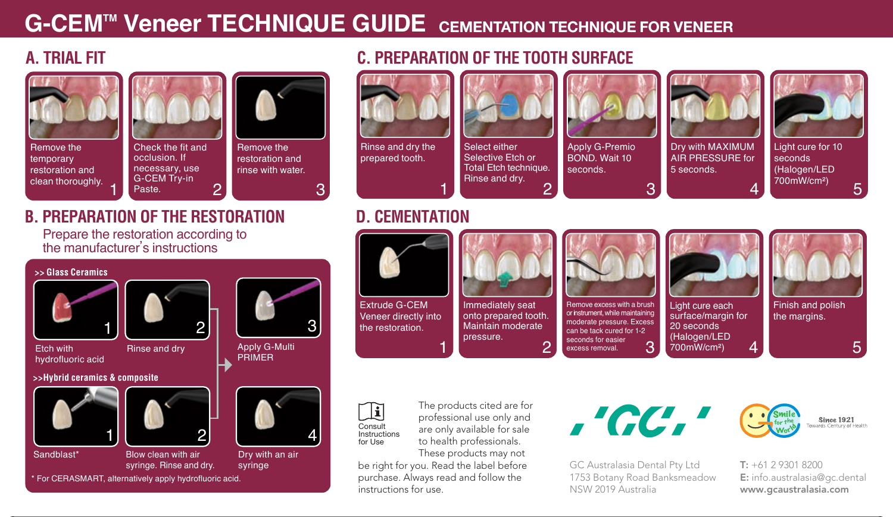# G-CEM™ Veneer TECHNIQUE GUIDE CEMENTATION TECHNIQUE FOR VENEER

## A. TRIAL FIT

1. Remove the temporary restoration and clean thoroughly.
2. Check the fit and occlusion. If necessary, use G-CEM Try-in Paste.
3. Remove the restoration and rinse with water.

## B. PREPARATION OF THE RESTORATION

Prepare the restoration according to the manufacturer's instructions

### >> Glass Ceramics

1. Etch with hydrofluoric acid
2. Rinse and dry
3. Apply G-Multi PRIMER

### >>Hybrid ceramics & composite

1. Sandblast*
2. Blow clean with air syringe. Rinse and dry.
3. Apply G-Multi PRIMER
4. Dry with an air syringe

\* For CERASMART, alternatively apply hydrofluoric acid.

## C. PREPARATION OF THE TOOTH SURFACE

1. Rinse and dry the prepared tooth.
2. Select either Selective Etch or Total Etch technique. Rinse and dry.
3. Apply G-Premio BOND. Wait 10 seconds.
4. Dry with MAXIMUM AIR PRESSURE for 5 seconds.
5. Light cure for 10 seconds (Halogen/LED 700mW/cm²)

## D. CEMENTATION

1. Extrude G-CEM Veneer directly into the restoration.
2. Immediately seat onto prepared tooth. Maintain moderate pressure.
3. Remove excess with a brush or instrument, while maintaining moderate pressure. Excess can be tack cured for 1-2 seconds for easier excess removal.
4. Light cure each surface/margin for 20 seconds (Halogen/LED 700mW/cm²)
5. Finish and polish the margins.

Consult Instructions for Use

The products cited are for professional use only and are only available for sale to health professionals. These products may not be right for you. Read the label before purchase. Always read and follow the instructions for use.

GC Australasia Dental Pty Ltd
1753 Botany Road Banksmeadow
NSW 2019 Australia

Smile for the World — Since 1921 Towards Century of Health

T: +61 2 9301 8200
E: info.australasia@gc.dental
www.gcaustralasia.com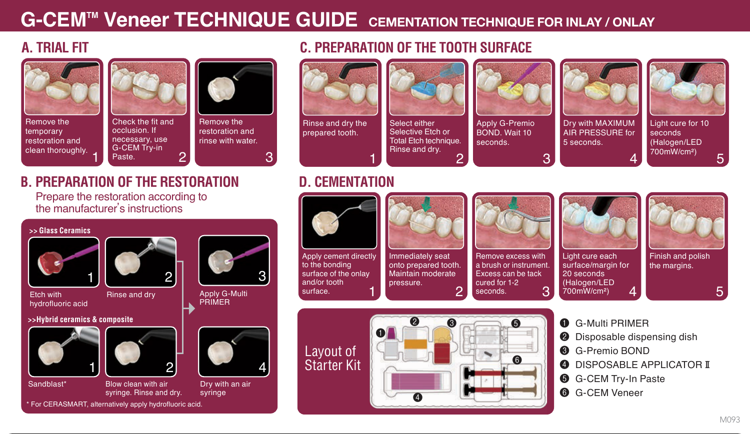# G-CEM™ Veneer TECHNIQUE GUIDE CEMENTATION TECHNIQUE FOR INLAY / ONLAY

## A. TRIAL FIT

1. Remove the temporary restoration and clean thoroughly.
2. Check the fit and occlusion. If necessary, use G-CEM Try-in Paste.
3. Remove the restoration and rinse with water.

## B. PREPARATION OF THE RESTORATION

Prepare the restoration according to the manufacturer's instructions

**>> Glass Ceramics**

1. Etch with hydrofluoric acid
2. Rinse and dry

**>>Hybrid ceramics & composite**

1. Sandblast*
2. Blow clean with air syringe. Rinse and dry.

3. Apply G-Multi PRIMER
4. Dry with an air syringe

\* For CERASMART, alternatively apply hydrofluoric acid.

## C. PREPARATION OF THE TOOTH SURFACE

1. Rinse and dry the prepared tooth.
2. Select either Selective Etch or Total Etch technique. Rinse and dry.
3. Apply G-Premio BOND. Wait 10 seconds.
4. Dry with MAXIMUM AIR PRESSURE for 5 seconds.
5. Light cure for 10 seconds (Halogen/LED 700mW/cm²)

## D. CEMENTATION

1. Apply cement directly to the bonding surface of the onlay and/or tooth surface.
2. Immediately seat onto prepared tooth. Maintain moderate pressure.
3. Remove excess with a brush or instrument. Excess can be tack cured for 1-2 seconds.
4. Light cure each surface/margin for 20 seconds (Halogen/LED 700mW/cm²)
5. Finish and polish the margins.

## Layout of Starter Kit

1. G-Multi PRIMER
2. Disposable dispensing dish
3. G-Premio BOND
4. DISPOSABLE APPLICATOR II
5. G-CEM Try-In Paste
6. G-CEM Veneer

M093